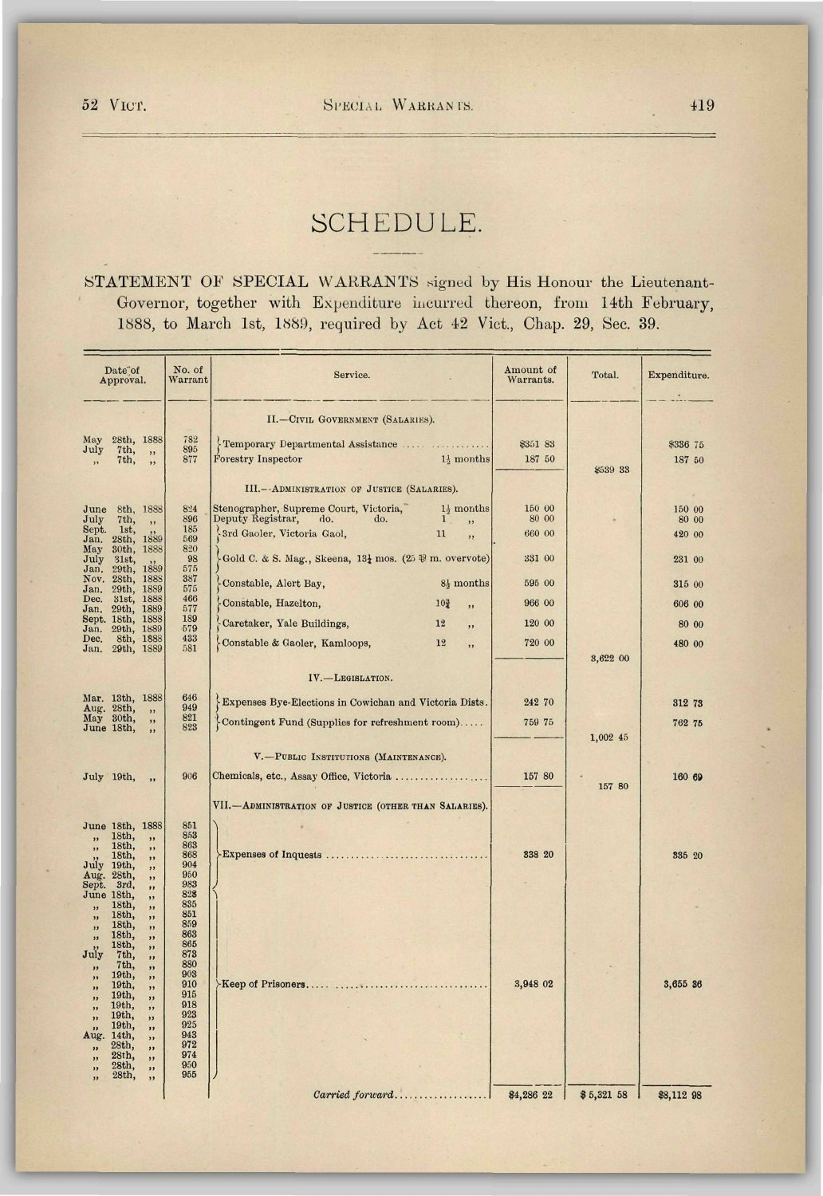# SCHEDULE.

STATEMENT OF SPECIAL WARRANTS signed by His Honour the Lieutenant-Governor, together with Expenditure incurred thereon, from 14th February, 1888, to March 1st, 1889, required by Act 42 Vict., Chap. 29, Sec. 39.

| Date of Approval. | No. of Warrant | Service. | Amount of Warrants. | Total. | Expenditure. |
|---|---|---|---|---|---|
| | | II.—CIVIL GOVERNMENT (SALARIES). | | | |
| May 28th, 1888 | 782 | Temporary Departmental Assistance | $351 83 | | $336 75 |
| July 7th, ,, | 895 | | | | |
| ,, 7th, ,, | 877 | Forestry Inspector 1½ months | 187 50 | | 187 50 |
| | | | | $539 33 | |
| | | III.—ADMINISTRATION OF JUSTICE (SALARIES). | | | |
| June 8th, 1888 | 824 | Stenographer, Supreme Court, Victoria, 1½ months | 150 00 | | 150 00 |
| July 7th, ,, | 896 | Deputy Registrar, do. do. 1 ,, | 80 00 | | 80 00 |
| Sept. 1st, ,, | 185 | 3rd Gaoler, Victoria Gaol, 11 ,, | 660 00 | | 420 00 |
| Jan. 28th, 1889 | 569 | | | | |
| May 30th, 1888 | 820 | Gold C. & S. Mag., Skeena, 13½ mos. (25 ℔ m. overvote) | 331 00 | | 231 00 |
| July 31st, ,, | 98 | | | | |
| Jan. 29th, 1889 | 575 | | | | |
| Nov. 28th, 1888 | 387 | Constable, Alert Bay, 8½ months | 595 00 | | 315 00 |
| Jan. 29th, 1889 | 575 | | | | |
| Dec. 31st, 1888 | 466 | Constable, Hazelton, 10¾ ,, | 966 00 | | 606 00 |
| Jan. 29th, 1889 | 577 | | | | |
| Sept. 18th, 1888 | 189 | Caretaker, Yale Buildings, 12 ,, | 120 00 | | 80 00 |
| Jan. 29th, 1889 | 579 | | | | |
| Dec. 8th, 1888 | 433 | Constable & Gaoler, Kamloops, 12 ,, | 720 00 | | 480 00 |
| Jan. 29th, 1889 | 581 | | | | |
| | | | | 3,622 00 | |
| | | IV.—LEGISLATION. | | | |
| Mar. 13th, 1888 | 646 | Expenses Bye-Elections in Cowichan and Victoria Dists. | 242 70 | | 312 73 |
| Aug. 28th, ,, | 949 | | | | |
| May 30th, ,, | 821 | Contingent Fund (Supplies for refreshment room) | 759 75 | | 762 75 |
| June 18th, ,, | 823 | | | | |
| | | | | 1,002 45 | |
| | | V.—PUBLIC INSTITUTIONS (MAINTENANCE). | | | |
| July 19th, ,, | 906 | Chemicals, etc., Assay Office, Victoria | 157 80 | 157 80 | 160 69 |
| | | VII.—ADMINISTRATION OF JUSTICE (OTHER THAN SALARIES). | | | |
| June 18th, 1888 | 851 | Expenses of Inquests | 338 20 | | 335 20 |
| ,, 18th, ,, | 853 | | | | |
| ,, 18th, ,, | 863 | | | | |
| ,, 18th, ,, | 868 | | | | |
| July 19th, ,, | 904 | | | | |
| Aug. 28th, ,, | 950 | | | | |
| Sept. 3rd, ,, | 983 | | | | |
| June 18th, ,, | 828 | Keep of Prisoners | 3,948 02 | | 3,655 36 |
| ,, 18th, ,, | 835 | | | | |
| ,, 18th, ,, | 851 | | | | |
| ,, 18th, ,, | 859 | | | | |
| ,, 18th, ,, | 863 | | | | |
| ,, 18th, ,, | 865 | | | | |
| July 7th, ,, | 873 | | | | |
| ,, 7th, ,, | 880 | | | | |
| ,, 19th, ,, | 903 | | | | |
| ,, 19th, ,, | 910 | | | | |
| ,, 19th, ,, | 915 | | | | |
| ,, 19th, ,, | 918 | | | | |
| ,, 19th, ,, | 923 | | | | |
| ,, 19th, ,, | 925 | | | | |
| Aug. 14th, ,, | 943 | | | | |
| ,, 28th, ,, | 972 | | | | |
| ,, 28th, ,, | 974 | | | | |
| ,, 28th, ,, | 950 | | | | |
| ,, 28th, ,, | 955 | | | | |
| | | *Carried forward* | $4,286 22 | $5,321 58 | $8,112 98 |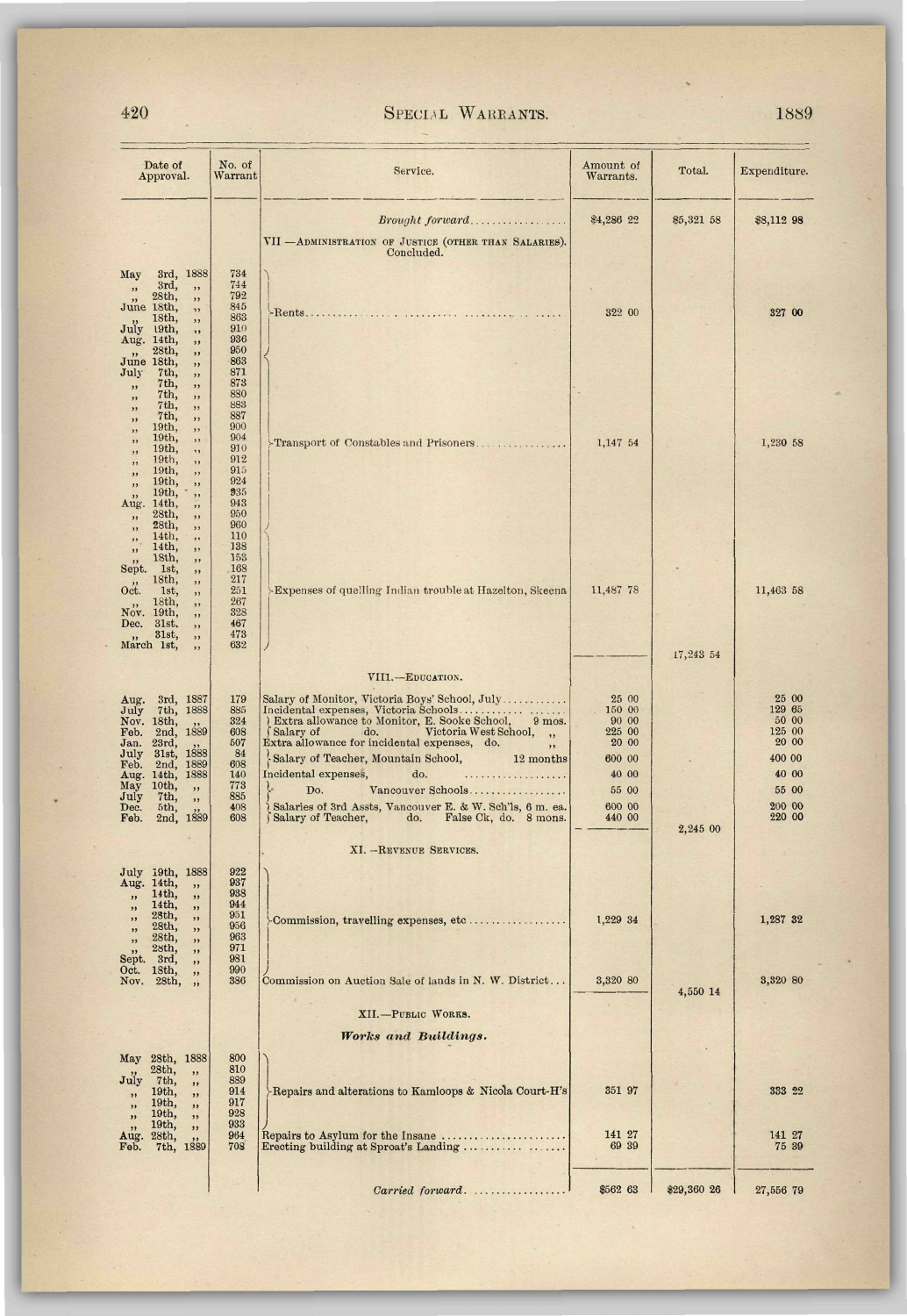| Date of Approval. | No. of Warrant | Service. | Amount of Warrants. | Total. | Expenditure. |
|---|---|---|---|---|---|
| | | *Brought forward* | $4,286 22 | $5,321 58 | $8,112 98 |
| | | VII.—ADMINISTRATION OF JUSTICE (OTHER THAN SALARIES). Concluded. | | | |
| May 3rd, 1888 | 734 | Rents | 322 00 | | 327 00 |
| " 3rd, " | 744 | | | | |
| " 28th, " | 792 | | | | |
| June 13th, " | 845 | | | | |
| " 18th, " | 863 | | | | |
| July 19th, " | 910 | | | | |
| Aug. 14th, " | 936 | | | | |
| " 28th, " | 950 | | | | |
| June 18th, " | 863 | Transport of Constables and Prisoners | 1,147 54 | | 1,230 58 |
| July 7th, " | 871 | | | | |
| " 7th, " | 873 | | | | |
| " 7th, " | 880 | | | | |
| " 7th, " | 883 | | | | |
| " 7th, " | 887 | | | | |
| " 19th, " | 900 | | | | |
| " 19th, " | 904 | | | | |
| " 19th, " | 910 | | | | |
| " 19th, " | 912 | | | | |
| " 19th, " | 915 | | | | |
| " 19th, " | 924 | | | | |
| " 19th, " | 935 | | | | |
| Aug. 14th, " | 943 | | | | |
| " 28th, " | 950 | | | | |
| " 28th, " | 960 | | | | |
| " 14th, " | 110 | Expenses of quelling Indian trouble at Hazelton, Skeena | 11,487 78 | | 11,463 58 |
| " 14th, " | 138 | | | | |
| " 18th, " | 153 | | | | |
| Sept. 1st, " | 168 | | | | |
| " 18th, " | 217 | | | | |
| Oct. 1st, " | 251 | | | | |
| " 18th, " | 267 | | | | |
| Nov. 19th, " | 328 | | | | |
| Dec. 31st, " | 467 | | | | |
| " 31st, " | 473 | | | | |
| March 1st, " | 632 | | | 17,243 54 | |
| | | VIII.—EDUCATION. | | | |
| Aug. 3rd, 1887 | 179 | Salary of Monitor, Victoria Boys' School, July | 25 00 | | 25 00 |
| July 7th, 1888 | 885 | Incidental expenses, Victoria Schools | 150 00 | | 129 65 |
| Nov. 18th, " | 324 | Extra allowance to Monitor, E. Sooke School, 9 mos. | 90 00 | | 50 00 |
| Feb. 2nd, 1889 | 608 | Salary of do. Victoria West School, " | 225 00 | | 125 00 |
| Jan. 23rd, " | 507 | Extra allowance for incidental expenses, do. " | 20 00 | | 20 00 |
| July 31st, 1888 | 84 | Salary of Teacher, Mountain School, 12 months | 600 00 | | 400 00 |
| Feb. 2nd, 1889 | 608 | | | | |
| Aug. 14th, 1888 | 140 | Incidental expenses, do. | 40 00 | | 40 00 |
| May 10th, " | 773 | Do. Vancouver Schools | 55 00 | | 55 00 |
| July 7th, " | 885 | | | | |
| Dec. 5th, " | 408 | Salaries of 3rd Assts, Vancouver E. & W. Sch'ls, 6 m. ea. | 600 00 | | 200 00 |
| Feb. 2nd, 1889 | 608 | Salary of Teacher, do. False Ck, do. 8 mons. | 440 00 | 2,245 00 | 220 00 |
| | | XI.—REVENUE SERVICES. | | | |
| July 19th, 1888 | 922 | Commission, travelling expenses, etc | 1,229 34 | | 1,287 32 |
| Aug. 14th, " | 937 | | | | |
| " 14th, " | 938 | | | | |
| " 14th, " | 944 | | | | |
| " 28th, " | 951 | | | | |
| " 28th, " | 956 | | | | |
| " 28th, " | 963 | | | | |
| " 28th, " | 971 | | | | |
| Sept. 3rd, " | 981 | | | | |
| Oct. 18th, " | 990 | | | | |
| Nov. 28th, " | 336 | Commission on Auction Sale of lands in N. W. District | 3,320 80 | 4,550 14 | 3,320 80 |
| | | XII.—PUBLIC WORKS. | | | |
| | | *Works and Buildings.* | | | |
| May 28th, 1888 | 800 | Repairs and alterations to Kamloops & Nicola Court-H's | 351 97 | | 333 22 |
| " 28th, " | 810 | | | | |
| July 7th, " | 889 | | | | |
| " 19th, " | 914 | | | | |
| " 19th, " | 917 | | | | |
| " 19th, " | 928 | | | | |
| " 19th, " | 933 | | | | |
| Aug. 28th, " | 964 | Repairs to Asylum for the Insane | 141 27 | | 141 27 |
| Feb. 7th, 1889 | 708 | Erecting building at Sproat's Landing | 69 39 | | 75 39 |
| | | *Carried forward* | $562 63 | $29,360 26 | 27,556 79 |